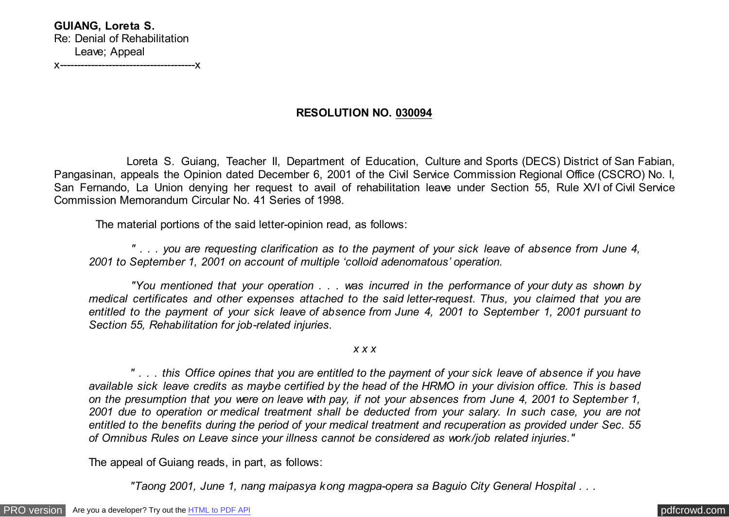**GUIANG, Loreta S.**
Re: Denial of Rehabilitation
Leave; Appeal
x---------------------------------------x

**RESOLUTION NO. 030094**

Loreta S. Guiang, Teacher II, Department of Education, Culture and Sports (DECS) District of San Fabian, Pangasinan, appeals the Opinion dated December 6, 2001 of the Civil Service Commission Regional Office (CSCRO) No. I, San Fernando, La Union denying her request to avail of rehabilitation leave under Section 55, Rule XVI of Civil Service Commission Memorandum Circular No. 41 Series of 1998.

The material portions of the said letter-opinion read, as follows:

*" . . . you are requesting clarification as to the payment of your sick leave of absence from June 4, 2001 to September 1, 2001 on account of multiple 'colloid adenomatous' operation.*

*"You mentioned that your operation . . . was incurred in the performance of your duty as shown by medical certificates and other expenses attached to the said letter-request. Thus, you claimed that you are entitled to the payment of your sick leave of absence from June 4, 2001 to September 1, 2001 pursuant to Section 55, Rehabilitation for job-related injuries.*

*x x x*

*" . . . this Office opines that you are entitled to the payment of your sick leave of absence if you have available sick leave credits as maybe certified by the head of the HRMO in your division office. This is based on the presumption that you were on leave with pay, if not your absences from June 4, 2001 to September 1, 2001 due to operation or medical treatment shall be deducted from your salary. In such case, you are not entitled to the benefits during the period of your medical treatment and recuperation as provided under Sec. 55 of Omnibus Rules on Leave since your illness cannot be considered as work/job related injuries."*

The appeal of Guiang reads, in part, as follows:

*"Taong 2001, June 1, nang maipasya kong magpa-opera sa Baguio City General Hospital . . .*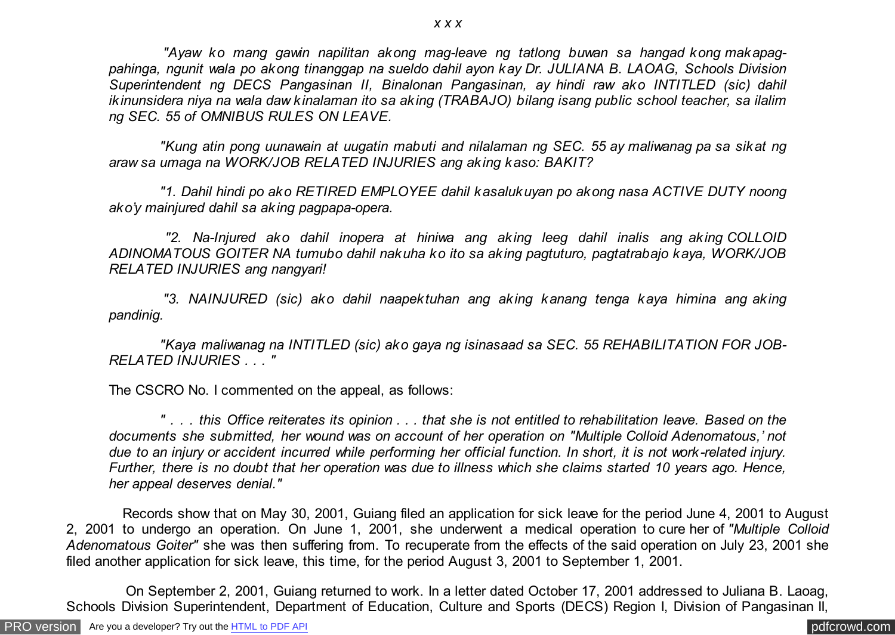*x x x*

*"Ayaw ko mang gawin napilitan akong mag-leave ng tatlong buwan sa hangad kong makapag-pahinga, ngunit wala po akong tinanggap na sueldo dahil ayon kay Dr. JULIANA B. LAOAG, Schools Division Superintendent ng DECS Pangasinan II, Binalonan Pangasinan, ay hindi raw ako INTITLED (sic) dahil ikinunsidera niya na wala daw kinalaman ito sa aking (TRABAJO) bilang isang public school teacher, sa ilalim ng SEC. 55 of OMNIBUS RULES ON LEAVE.*

*"Kung atin pong uunawain at uugatin mabuti and nilalaman ng SEC. 55 ay maliwanag pa sa sikat ng araw sa umaga na WORK/JOB RELATED INJURIES ang aking kaso: BAKIT?*

*"1. Dahil hindi po ako RETIRED EMPLOYEE dahil kasalukuyan po akong nasa ACTIVE DUTY noong ako'y mainjured dahil sa aking pagpapa-opera.*

*"2. Na-Injured ako dahil inopera at hiniwa ang aking leeg dahil inalis ang aking COLLOID ADINOMATOUS GOITER NA tumubo dahil nakuha ko ito sa aking pagtuturo, pagtatrabajo kaya, WORK/JOB RELATED INJURIES ang nangyari!*

*"3. NAINJURED (sic) ako dahil naapektuhan ang aking kanang tenga kaya himina ang aking pandinig.*

*"Kaya maliwanag na INTITLED (sic) ako gaya ng isinasaad sa SEC. 55 REHABILITATION FOR JOB-RELATED INJURIES . . . "*

The CSCRO No. I commented on the appeal, as follows:

*" . . . this Office reiterates its opinion . . . that she is not entitled to rehabilitation leave. Based on the documents she submitted, her wound was on account of her operation on "Multiple Colloid Adenomatous,' not due to an injury or accident incurred while performing her official function. In short, it is not work-related injury. Further, there is no doubt that her operation was due to illness which she claims started 10 years ago. Hence, her appeal deserves denial."*

Records show that on May 30, 2001, Guiang filed an application for sick leave for the period June 4, 2001 to August 2, 2001 to undergo an operation. On June 1, 2001, she underwent a medical operation to cure her of *"Multiple Colloid Adenomatous Goiter"* she was then suffering from. To recuperate from the effects of the said operation on July 23, 2001 she filed another application for sick leave, this time, for the period August 3, 2001 to September 1, 2001.

On September 2, 2001, Guiang returned to work. In a letter dated October 17, 2001 addressed to Juliana B. Laoag, Schools Division Superintendent, Department of Education, Culture and Sports (DECS) Region I, Division of Pangasinan II,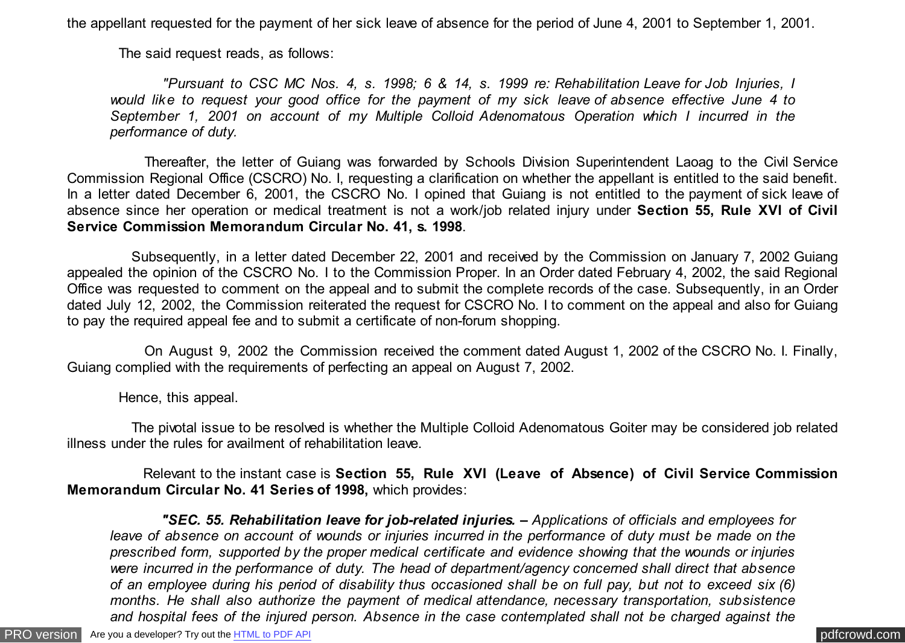the appellant requested for the payment of her sick leave of absence for the period of June 4, 2001 to September 1, 2001.

The said request reads, as follows:

> *"Pursuant to CSC MC Nos. 4, s. 1998; 6 & 14, s. 1999 re: Rehabilitation Leave for Job Injuries, I would like to request your good office for the payment of my sick leave of absence effective June 4 to September 1, 2001 on account of my Multiple Colloid Adenomatous Operation which I incurred in the performance of duty.*

Thereafter, the letter of Guiang was forwarded by Schools Division Superintendent Laoag to the Civil Service Commission Regional Office (CSCRO) No. I, requesting a clarification on whether the appellant is entitled to the said benefit. In a letter dated December 6, 2001, the CSCRO No. I opined that Guiang is not entitled to the payment of sick leave of absence since her operation or medical treatment is not a work/job related injury under **Section 55, Rule XVI of Civil Service Commission Memorandum Circular No. 41, s. 1998**.

Subsequently, in a letter dated December 22, 2001 and received by the Commission on January 7, 2002 Guiang appealed the opinion of the CSCRO No. I to the Commission Proper. In an Order dated February 4, 2002, the said Regional Office was requested to comment on the appeal and to submit the complete records of the case. Subsequently, in an Order dated July 12, 2002, the Commission reiterated the request for CSCRO No. I to comment on the appeal and also for Guiang to pay the required appeal fee and to submit a certificate of non-forum shopping.

On August 9, 2002 the Commission received the comment dated August 1, 2002 of the CSCRO No. I. Finally, Guiang complied with the requirements of perfecting an appeal on August 7, 2002.

Hence, this appeal.

The pivotal issue to be resolved is whether the Multiple Colloid Adenomatous Goiter may be considered job related illness under the rules for availment of rehabilitation leave.

Relevant to the instant case is **Section 55, Rule XVI (Leave of Absence) of Civil Service Commission Memorandum Circular No. 41 Series of 1998,** which provides:

> ***"SEC. 55. Rehabilitation leave for job-related injuries. –*** *Applications of officials and employees for leave of absence on account of wounds or injuries incurred in the performance of duty must be made on the prescribed form, supported by the proper medical certificate and evidence showing that the wounds or injuries were incurred in the performance of duty. The head of department/agency concerned shall direct that absence of an employee during his period of disability thus occasioned shall be on full pay, but not to exceed six (6) months. He shall also authorize the payment of medical attendance, necessary transportation, subsistence and hospital fees of the injured person. Absence in the case contemplated shall not be charged against the*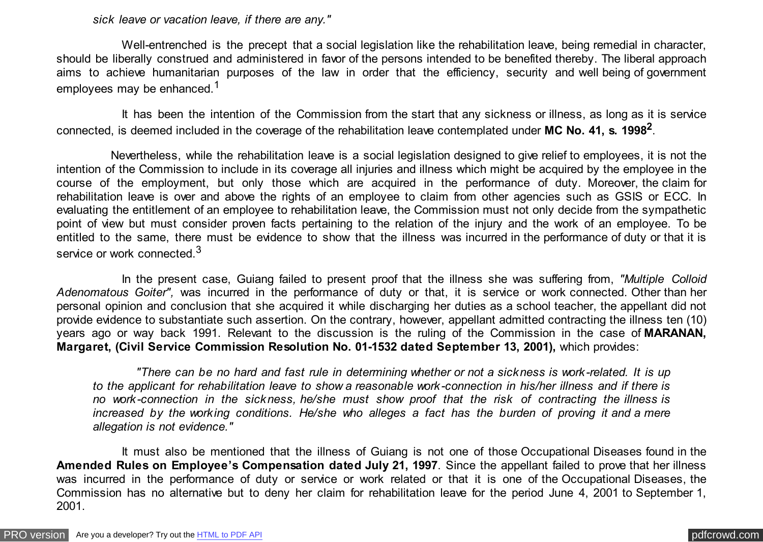*sick leave or vacation leave, if there are any."*

Well-entrenched is the precept that a social legislation like the rehabilitation leave, being remedial in character, should be liberally construed and administered in favor of the persons intended to be benefited thereby. The liberal approach aims to achieve humanitarian purposes of the law in order that the efficiency, security and well being of government employees may be enhanced.[1]

It has been the intention of the Commission from the start that any sickness or illness, as long as it is service connected, is deemed included in the coverage of the rehabilitation leave contemplated under **MC No. 41, s. 1998[2]**.

Nevertheless, while the rehabilitation leave is a social legislation designed to give relief to employees, it is not the intention of the Commission to include in its coverage all injuries and illness which might be acquired by the employee in the course of the employment, but only those which are acquired in the performance of duty. Moreover, the claim for rehabilitation leave is over and above the rights of an employee to claim from other agencies such as GSIS or ECC. In evaluating the entitlement of an employee to rehabilitation leave, the Commission must not only decide from the sympathetic point of view but must consider proven facts pertaining to the relation of the injury and the work of an employee. To be entitled to the same, there must be evidence to show that the illness was incurred in the performance of duty or that it is service or work connected.[3]

In the present case, Guiang failed to present proof that the illness she was suffering from, *"Multiple Colloid Adenomatous Goiter",* was incurred in the performance of duty or that, it is service or work connected. Other than her personal opinion and conclusion that she acquired it while discharging her duties as a school teacher, the appellant did not provide evidence to substantiate such assertion. On the contrary, however, appellant admitted contracting the illness ten (10) years ago or way back 1991. Relevant to the discussion is the ruling of the Commission in the case of **MARANAN, Margaret, (Civil Service Commission Resolution No. 01-1532 dated September 13, 2001),** which provides:

> *"There can be no hard and fast rule in determining whether or not a sickness is work-related. It is up to the applicant for rehabilitation leave to show a reasonable work-connection in his/her illness and if there is no work-connection in the sickness, he/she must show proof that the risk of contracting the illness is increased by the working conditions. He/she who alleges a fact has the burden of proving it and a mere allegation is not evidence."*

It must also be mentioned that the illness of Guiang is not one of those Occupational Diseases found in the **Amended Rules on Employee's Compensation dated July 21, 1997**. Since the appellant failed to prove that her illness was incurred in the performance of duty or service or work related or that it is one of the Occupational Diseases, the Commission has no alternative but to deny her claim for rehabilitation leave for the period June 4, 2001 to September 1, 2001.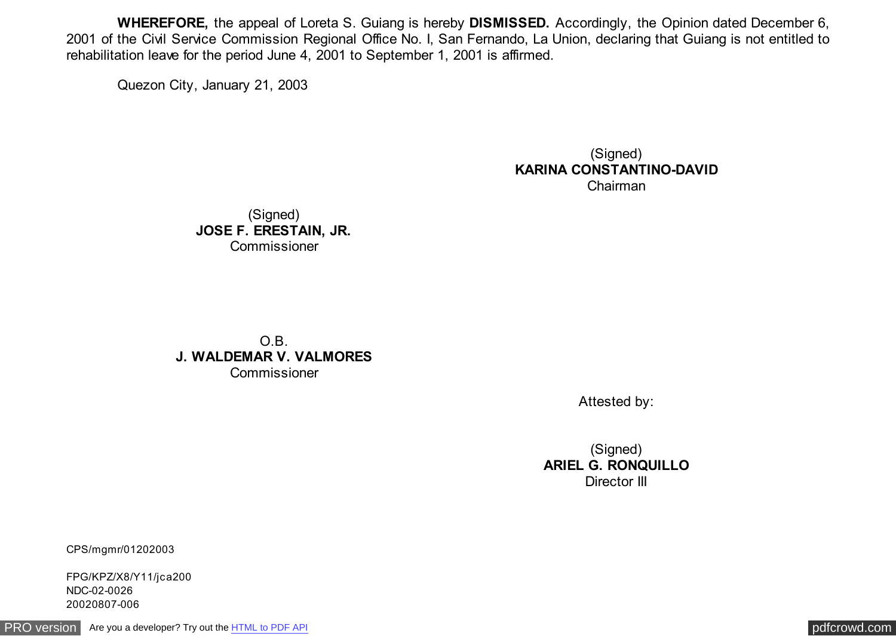**WHEREFORE,** the appeal of Loreta S. Guiang is hereby **DISMISSED.** Accordingly, the Opinion dated December 6, 2001 of the Civil Service Commission Regional Office No. I, San Fernando, La Union, declaring that Guiang is not entitled to rehabilitation leave for the period June 4, 2001 to September 1, 2001 is affirmed.

Quezon City, January 21, 2003

(Signed)
**KARINA CONSTANTINO-DAVID**
Chairman

(Signed)
**JOSE F. ERESTAIN, JR.**
Commissioner

O.B.
**J. WALDEMAR V. VALMORES**
Commissioner

Attested by:

(Signed)
**ARIEL G. RONQUILLO**
Director III

CPS/mgmr/01202003

FPG/KPZ/X8/Y11/jca200
NDC-02-0026
20020807-006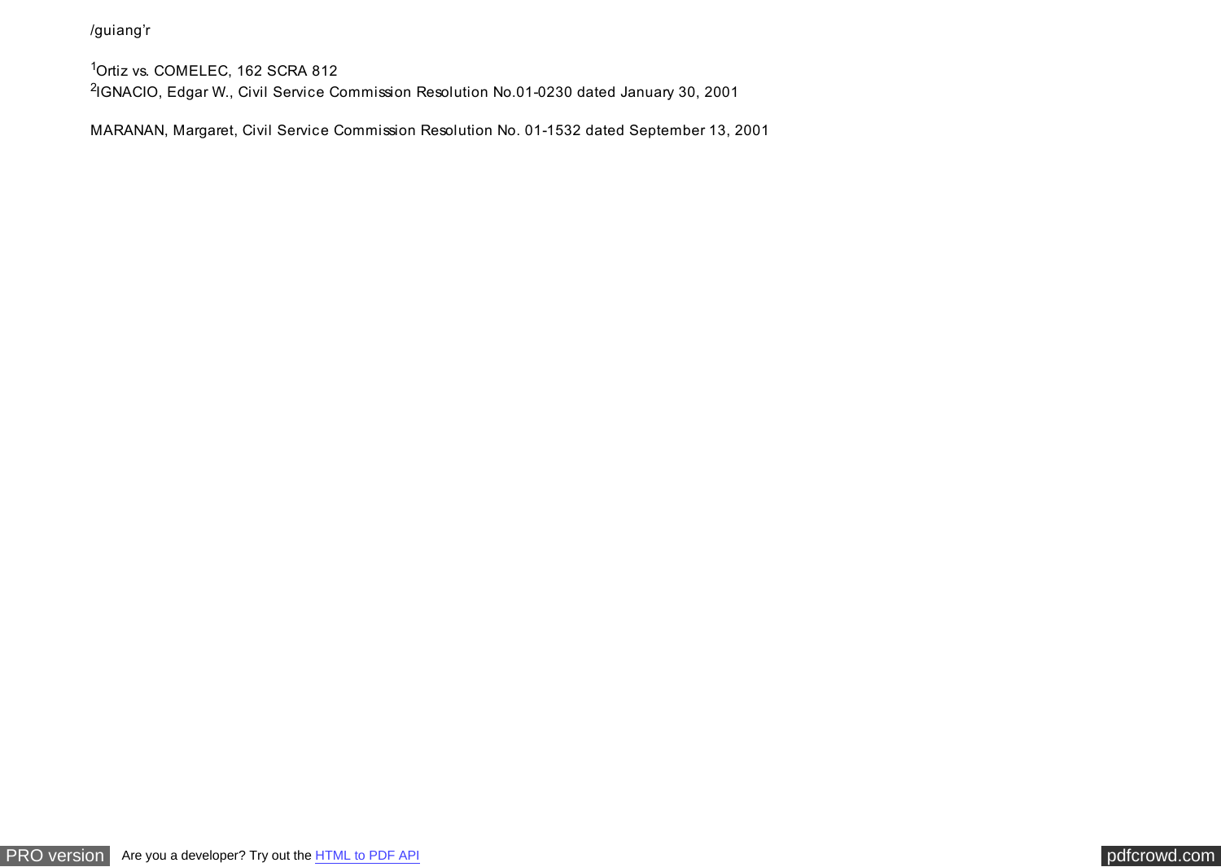/guiang'r

[1]Ortiz vs. COMELEC, 162 SCRA 812

[2]IGNACIO, Edgar W., Civil Service Commission Resolution No.01-0230 dated January 30, 2001

MARANAN, Margaret, Civil Service Commission Resolution No. 01-1532 dated September 13, 2001